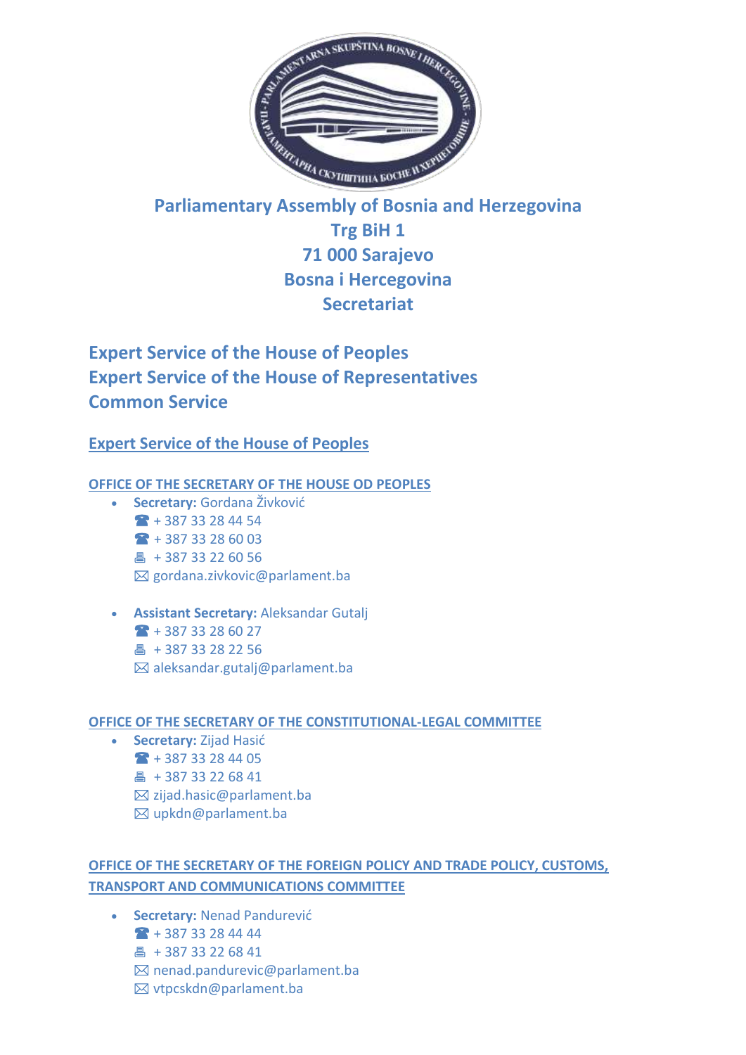# Parliamentary Assembly of Bosnia and Herzegovina

**Trg BiH 1**
**71 000 Sarajevo**
**Bosna i Hercegovina**
**Secretariat**

## Expert Service of the House of Peoples
## Expert Service of the House of Representatives
## Common Service

## Expert Service of the House of Peoples

### OFFICE OF THE SECRETARY OF THE HOUSE OD PEOPLES

- **Secretary:** Gordana Živković
  ☎ + 387 33 28 44 54
  ☎ + 387 33 28 60 03
  🖷 + 387 33 22 60 56
  ✉ gordana.zivkovic@parlament.ba

- **Assistant Secretary:** Aleksandar Gutalj
  ☎ + 387 33 28 60 27
  🖷 + 387 33 28 22 56
  ✉ aleksandar.gutalj@parlament.ba

### OFFICE OF THE SECRETARY OF THE CONSTITUTIONAL-LEGAL COMMITTEE

- **Secretary:** Zijad Hasić
  ☎ + 387 33 28 44 05
  🖷 + 387 33 22 68 41
  ✉ zijad.hasic@parlament.ba
  ✉ upkdn@parlament.ba

### OFFICE OF THE SECRETARY OF THE FOREIGN POLICY AND TRADE POLICY, CUSTOMS, TRANSPORT AND COMMUNICATIONS COMMITTEE

- **Secretary:** Nenad Pandurević
  ☎ + 387 33 28 44 44
  🖷 + 387 33 22 68 41
  ✉ nenad.pandurevic@parlament.ba
  ✉ vtpcskdn@parlament.ba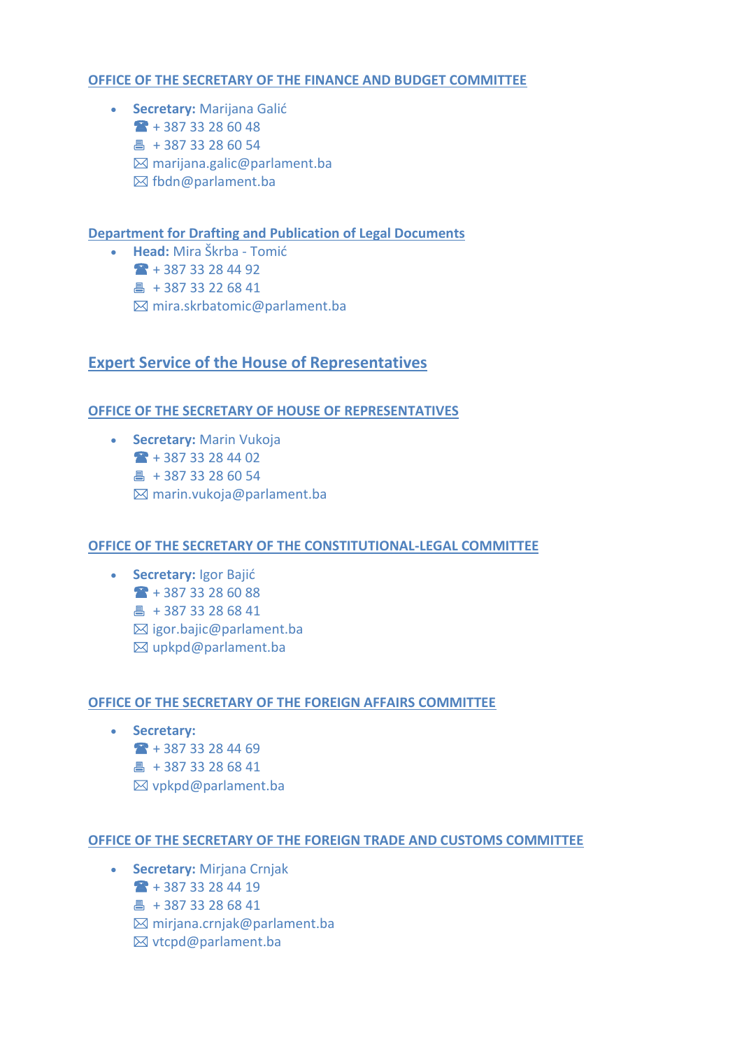### OFFICE OF THE SECRETARY OF THE FINANCE AND BUDGET COMMITTEE

- **Secretary:** Marijana Galić
  ☎ + 387 33 28 60 48
  🖷 + 387 33 28 60 54
  ✉ marijana.galic@parlament.ba
  ✉ fbdn@parlament.ba

### Department for Drafting and Publication of Legal Documents

- **Head:** Mira Škrba - Tomić
  ☎ + 387 33 28 44 92
  🖷 + 387 33 22 68 41
  ✉ mira.skrbatomic@parlament.ba

## Expert Service of the House of Representatives

### OFFICE OF THE SECRETARY OF HOUSE OF REPRESENTATIVES

- **Secretary:** Marin Vukoja
  ☎ + 387 33 28 44 02
  🖷 + 387 33 28 60 54
  ✉ marin.vukoja@parlament.ba

### OFFICE OF THE SECRETARY OF THE CONSTITUTIONAL-LEGAL COMMITTEE

- **Secretary:** Igor Bajić
  ☎ + 387 33 28 60 88
  🖷 + 387 33 28 68 41
  ✉ igor.bajic@parlament.ba
  ✉ upkpd@parlament.ba

### OFFICE OF THE SECRETARY OF THE FOREIGN AFFAIRS COMMITTEE

- **Secretary:**
  ☎ + 387 33 28 44 69
  🖷 + 387 33 28 68 41
  ✉ vpkpd@parlament.ba

### OFFICE OF THE SECRETARY OF THE FOREIGN TRADE AND CUSTOMS COMMITTEE

- **Secretary:** Mirjana Crnjak
  ☎ + 387 33 28 44 19
  🖷 + 387 33 28 68 41
  ✉ mirjana.crnjak@parlament.ba
  ✉ vtcpd@parlament.ba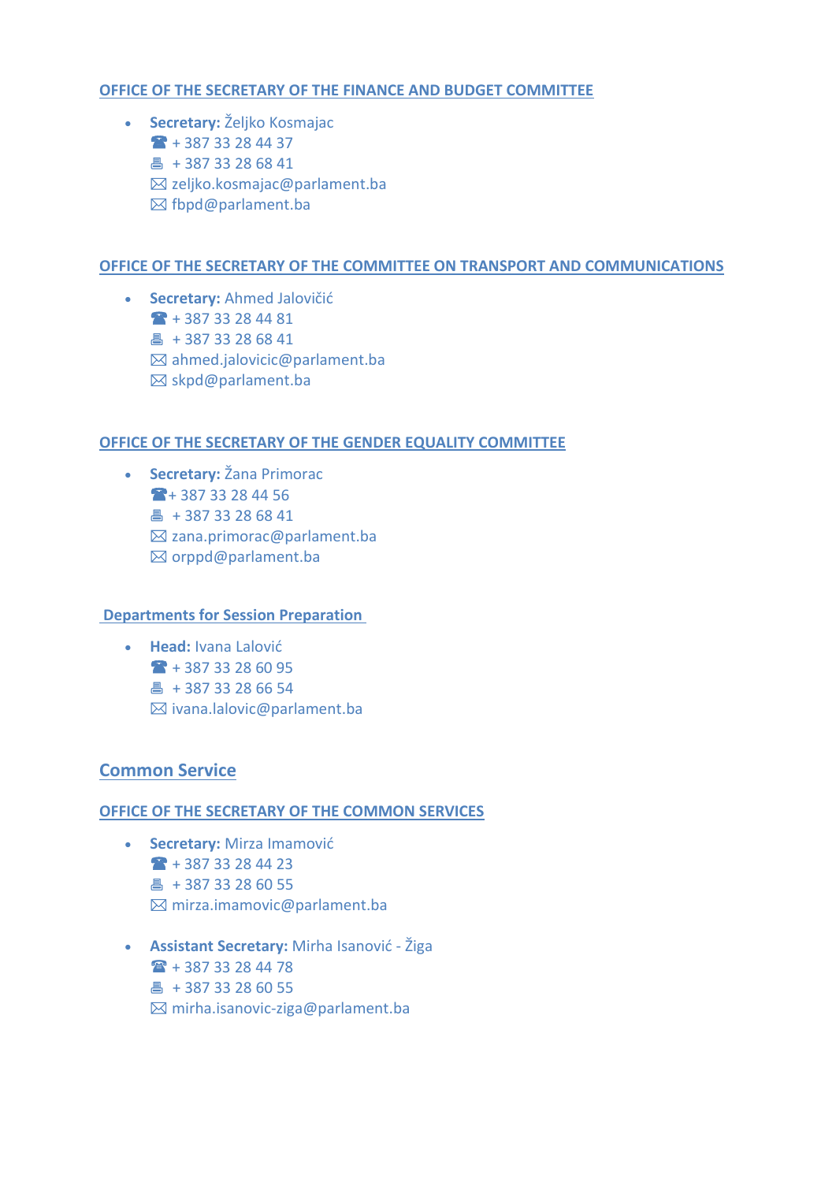### OFFICE OF THE SECRETARY OF THE FINANCE AND BUDGET COMMITTEE

- **Secretary:** Željko Kosmajac
  ☎ + 387 33 28 44 37
  🖷 + 387 33 28 68 41
  ✉ zeljko.kosmajac@parlament.ba
  ✉ fbpd@parlament.ba

### OFFICE OF THE SECRETARY OF THE COMMITTEE ON TRANSPORT AND COMMUNICATIONS

- **Secretary:** Ahmed Jalovičić
  ☎ + 387 33 28 44 81
  🖷 + 387 33 28 68 41
  ✉ ahmed.jalovicic@parlament.ba
  ✉ skpd@parlament.ba

### OFFICE OF THE SECRETARY OF THE GENDER EQUALITY COMMITTEE

- **Secretary:** Žana Primorac
  ☎+ 387 33 28 44 56
  🖷 + 387 33 28 68 41
  ✉ zana.primorac@parlament.ba
  ✉ orppd@parlament.ba

### Departments for Session Preparation

- **Head:** Ivana Lalović
  ☎ + 387 33 28 60 95
  🖷 + 387 33 28 66 54
  ✉ ivana.lalovic@parlament.ba

## Common Service

### OFFICE OF THE SECRETARY OF THE COMMON SERVICES

- **Secretary:** Mirza Imamović
  ☎ + 387 33 28 44 23
  🖷 + 387 33 28 60 55
  ✉ mirza.imamovic@parlament.ba

- **Assistant Secretary:** Mirha Isanović - Žiga
  ☎ + 387 33 28 44 78
  🖷 + 387 33 28 60 55
  ✉ mirha.isanovic-ziga@parlament.ba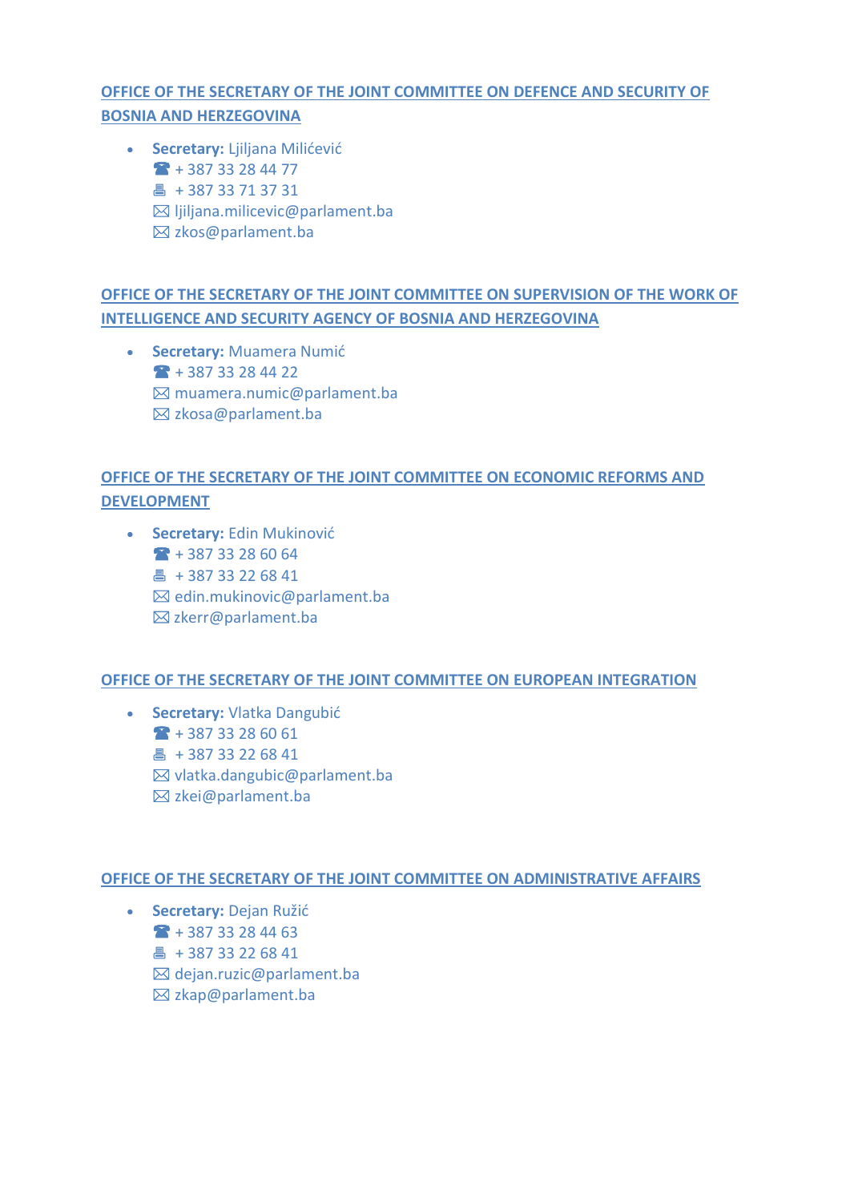## OFFICE OF THE SECRETARY OF THE JOINT COMMITTEE ON DEFENCE AND SECURITY OF BOSNIA AND HERZEGOVINA

- **Secretary:** Ljiljana Milićević
  ☎ + 387 33 28 44 77
  🖷 + 387 33 71 37 31
  ✉ ljiljana.milicevic@parlament.ba
  ✉ zkos@parlament.ba

## OFFICE OF THE SECRETARY OF THE JOINT COMMITTEE ON SUPERVISION OF THE WORK OF INTELLIGENCE AND SECURITY AGENCY OF BOSNIA AND HERZEGOVINA

- **Secretary:** Muamera Numić
  ☎ + 387 33 28 44 22
  ✉ muamera.numic@parlament.ba
  ✉ zkosa@parlament.ba

## OFFICE OF THE SECRETARY OF THE JOINT COMMITTEE ON ECONOMIC REFORMS AND DEVELOPMENT

- **Secretary:** Edin Mukinović
  ☎ + 387 33 28 60 64
  🖷 + 387 33 22 68 41
  ✉ edin.mukinovic@parlament.ba
  ✉ zkerr@parlament.ba

## OFFICE OF THE SECRETARY OF THE JOINT COMMITTEE ON EUROPEAN INTEGRATION

- **Secretary:** Vlatka Dangubić
  ☎ + 387 33 28 60 61
  🖷 + 387 33 22 68 41
  ✉ vlatka.dangubic@parlament.ba
  ✉ zkei@parlament.ba

## OFFICE OF THE SECRETARY OF THE JOINT COMMITTEE ON ADMINISTRATIVE AFFAIRS

- **Secretary:** Dejan Ružić
  ☎ + 387 33 28 44 63
  🖷 + 387 33 22 68 41
  ✉ dejan.ruzic@parlament.ba
  ✉ zkap@parlament.ba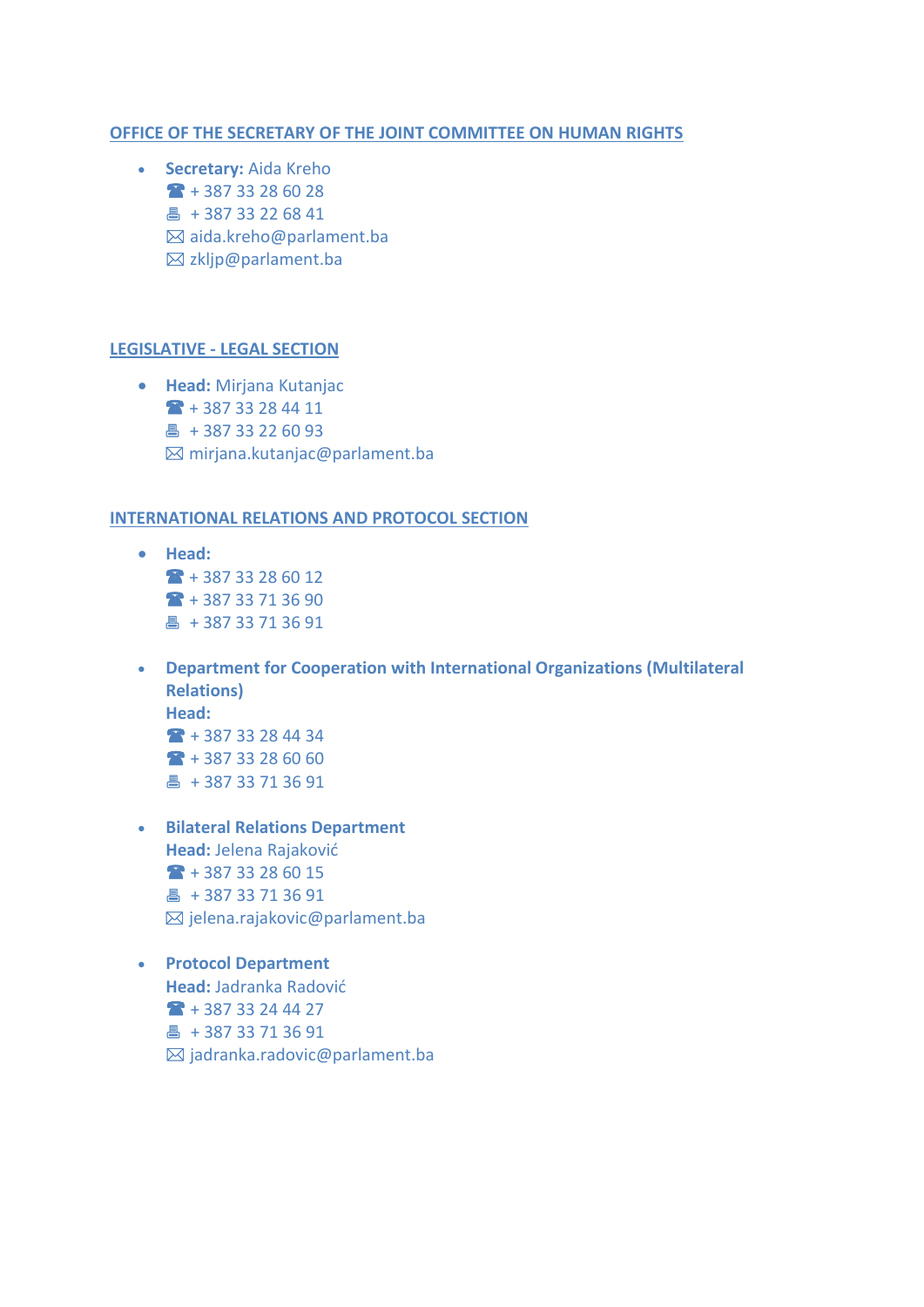## OFFICE OF THE SECRETARY OF THE JOINT COMMITTEE ON HUMAN RIGHTS

- **Secretary:** Aida Kreho
  ☎ + 387 33 28 60 28
  🖷 + 387 33 22 68 41
  ✉ aida.kreho@parlament.ba
  ✉ zkljp@parlament.ba

## LEGISLATIVE - LEGAL SECTION

- **Head:** Mirjana Kutanjac
  ☎ + 387 33 28 44 11
  🖷 + 387 33 22 60 93
  ✉ mirjana.kutanjac@parlament.ba

## INTERNATIONAL RELATIONS AND PROTOCOL SECTION

- **Head:**
  ☎ + 387 33 28 60 12
  ☎ + 387 33 71 36 90
  🖷 + 387 33 71 36 91

- **Department for Cooperation with International Organizations (Multilateral Relations)**
  **Head:**
  ☎ + 387 33 28 44 34
  ☎ + 387 33 28 60 60
  🖷 + 387 33 71 36 91

- **Bilateral Relations Department**
  **Head:** Jelena Rajaković
  ☎ + 387 33 28 60 15
  🖷 + 387 33 71 36 91
  ✉ jelena.rajakovic@parlament.ba

- **Protocol Department**
  **Head:** Jadranka Radović
  ☎ + 387 33 24 44 27
  🖷 + 387 33 71 36 91
  ✉ jadranka.radovic@parlament.ba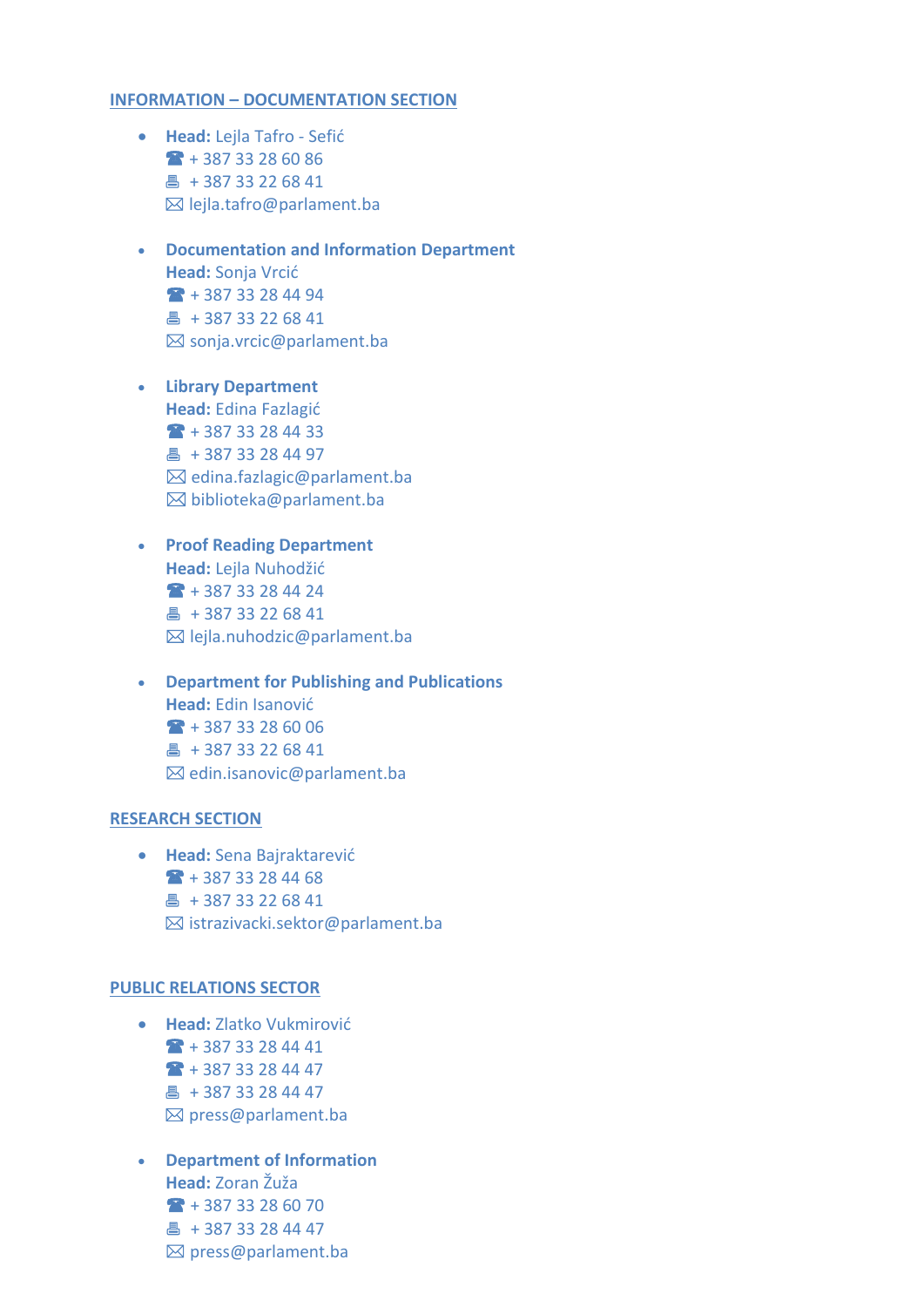## INFORMATION – DOCUMENTATION SECTION

- **Head:** Lejla Tafro - Sefić
  ☎ + 387 33 28 60 86
  🖷 + 387 33 22 68 41
  ✉ lejla.tafro@parlament.ba

- **Documentation and Information Department**
  **Head:** Sonja Vrcić
  ☎ + 387 33 28 44 94
  🖷 + 387 33 22 68 41
  ✉ sonja.vrcic@parlament.ba

- **Library Department**
  **Head:** Edina Fazlagić
  ☎ + 387 33 28 44 33
  🖷 + 387 33 28 44 97
  ✉ edina.fazlagic@parlament.ba
  ✉ biblioteka@parlament.ba

- **Proof Reading Department**
  **Head:** Lejla Nuhodžić
  ☎ + 387 33 28 44 24
  🖷 + 387 33 22 68 41
  ✉ lejla.nuhodzic@parlament.ba

- **Department for Publishing and Publications**
  **Head:** Edin Isanović
  ☎ + 387 33 28 60 06
  🖷 + 387 33 22 68 41
  ✉ edin.isanovic@parlament.ba

## RESEARCH SECTION

- **Head:** Sena Bajraktarević
  ☎ + 387 33 28 44 68
  🖷 + 387 33 22 68 41
  ✉ istrazivacki.sektor@parlament.ba

## PUBLIC RELATIONS SECTOR

- **Head:** Zlatko Vukmirović
  ☎ + 387 33 28 44 41
  ☎ + 387 33 28 44 47
  🖷 + 387 33 28 44 47
  ✉ press@parlament.ba

- **Department of Information**
  **Head:** Zoran Žuža
  ☎ + 387 33 28 60 70
  🖷 + 387 33 28 44 47
  ✉ press@parlament.ba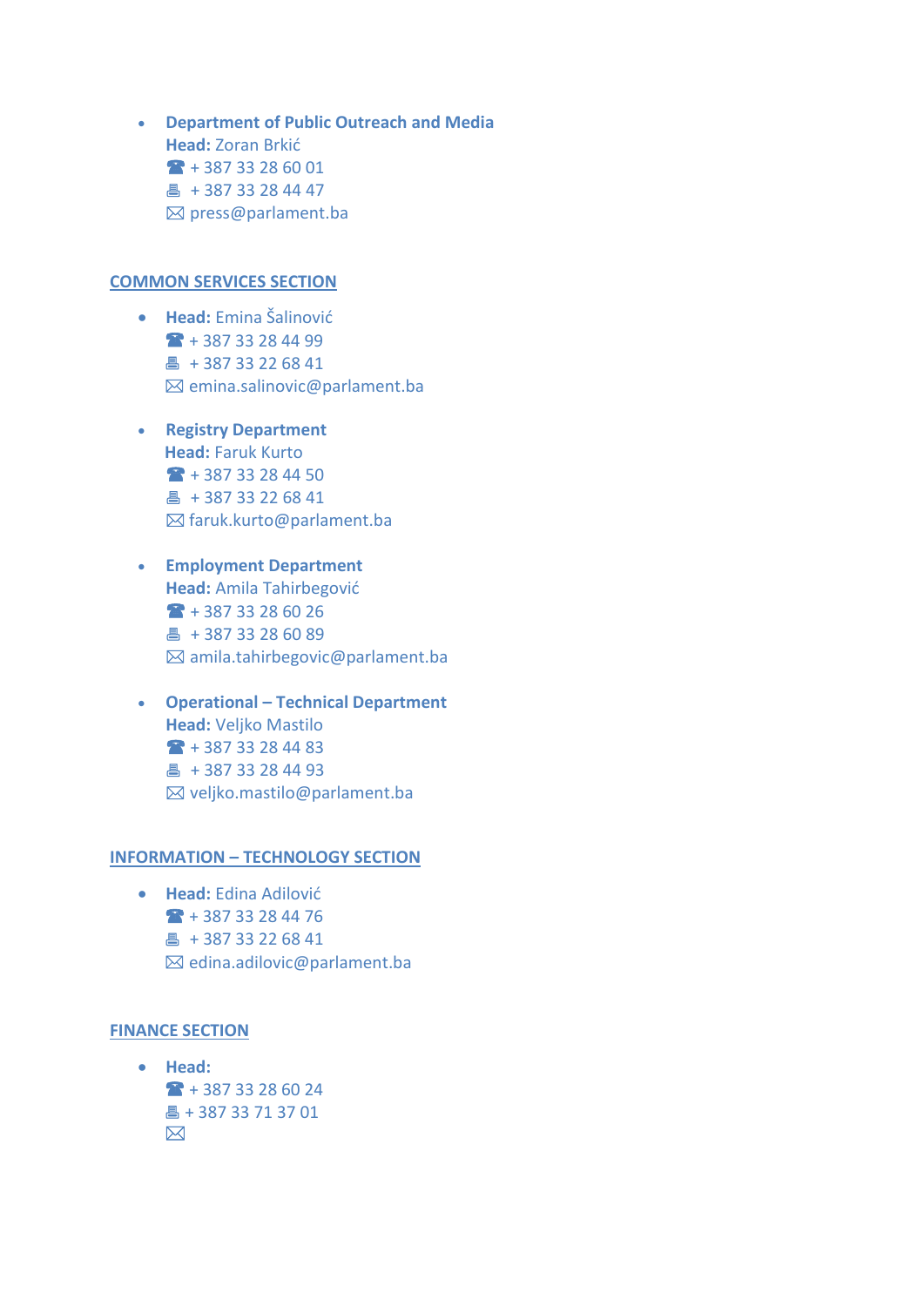- **Department of Public Outreach and Media**
  **Head:** Zoran Brkić
  ☎ + 387 33 28 60 01
  🖷 + 387 33 28 44 47
  ✉ press@parlament.ba

## COMMON SERVICES SECTION

- **Head:** Emina Šalinović
  ☎ + 387 33 28 44 99
  🖷 + 387 33 22 68 41
  ✉ emina.salinovic@parlament.ba

- **Registry Department**
  **Head:** Faruk Kurto
  ☎ + 387 33 28 44 50
  🖷 + 387 33 22 68 41
  ✉ faruk.kurto@parlament.ba

- **Employment Department**
  **Head:** Amila Tahirbegović
  ☎ + 387 33 28 60 26
  🖷 + 387 33 28 60 89
  ✉ amila.tahirbegovic@parlament.ba

- **Operational – Technical Department**
  **Head:** Veljko Mastilo
  ☎ + 387 33 28 44 83
  🖷 + 387 33 28 44 93
  ✉ veljko.mastilo@parlament.ba

## INFORMATION – TECHNOLOGY SECTION

- **Head:** Edina Adilović
  ☎ + 387 33 28 44 76
  🖷 + 387 33 22 68 41
  ✉ edina.adilovic@parlament.ba

## FINANCE SECTION

- **Head:**
  ☎ + 387 33 28 60 24
  🖷 + 387 33 71 37 01
  ✉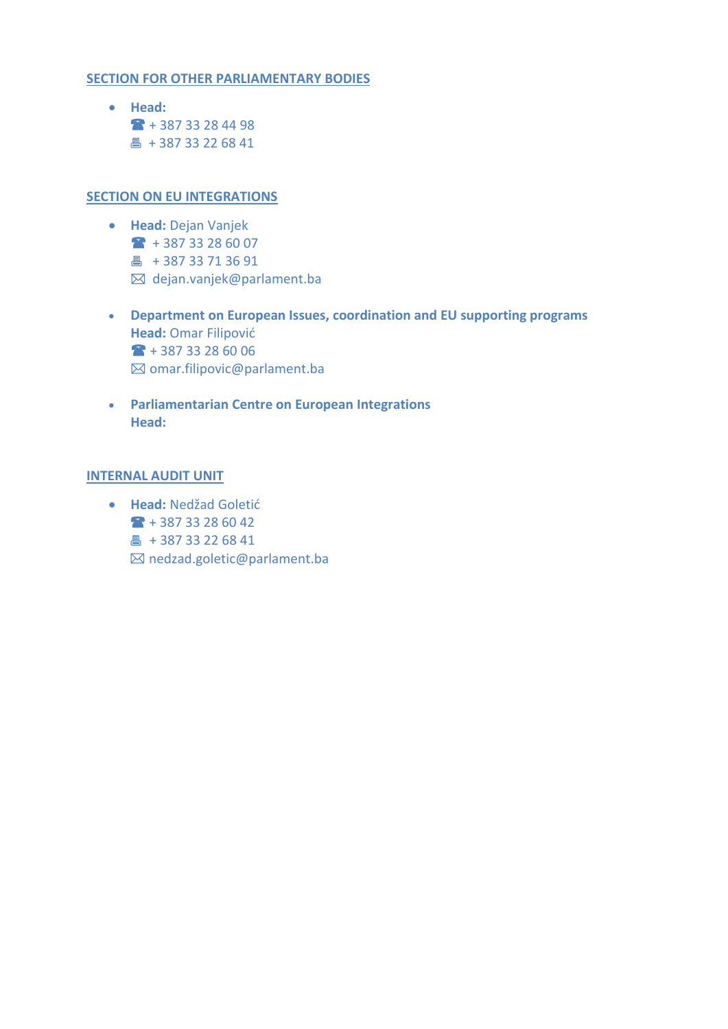## SECTION FOR OTHER PARLIAMENTARY BODIES

- **Head:**
  ☎ + 387 33 28 44 98
  🖷 + 387 33 22 68 41

## SECTION ON EU INTEGRATIONS

- **Head:** Dejan Vanjek
  ☎ + 387 33 28 60 07
  🖷 + 387 33 71 36 91
  ✉ dejan.vanjek@parlament.ba

- **Department on European Issues, coordination and EU supporting programs**
  **Head:** Omar Filipović
  ☎ + 387 33 28 60 06
  ✉ omar.filipovic@parlament.ba

- **Parliamentarian Centre on European Integrations**
  **Head:**

## INTERNAL AUDIT UNIT

- **Head:** Nedžad Goletić
  ☎ + 387 33 28 60 42
  🖷 + 387 33 22 68 41
  ✉ nedzad.goletic@parlament.ba